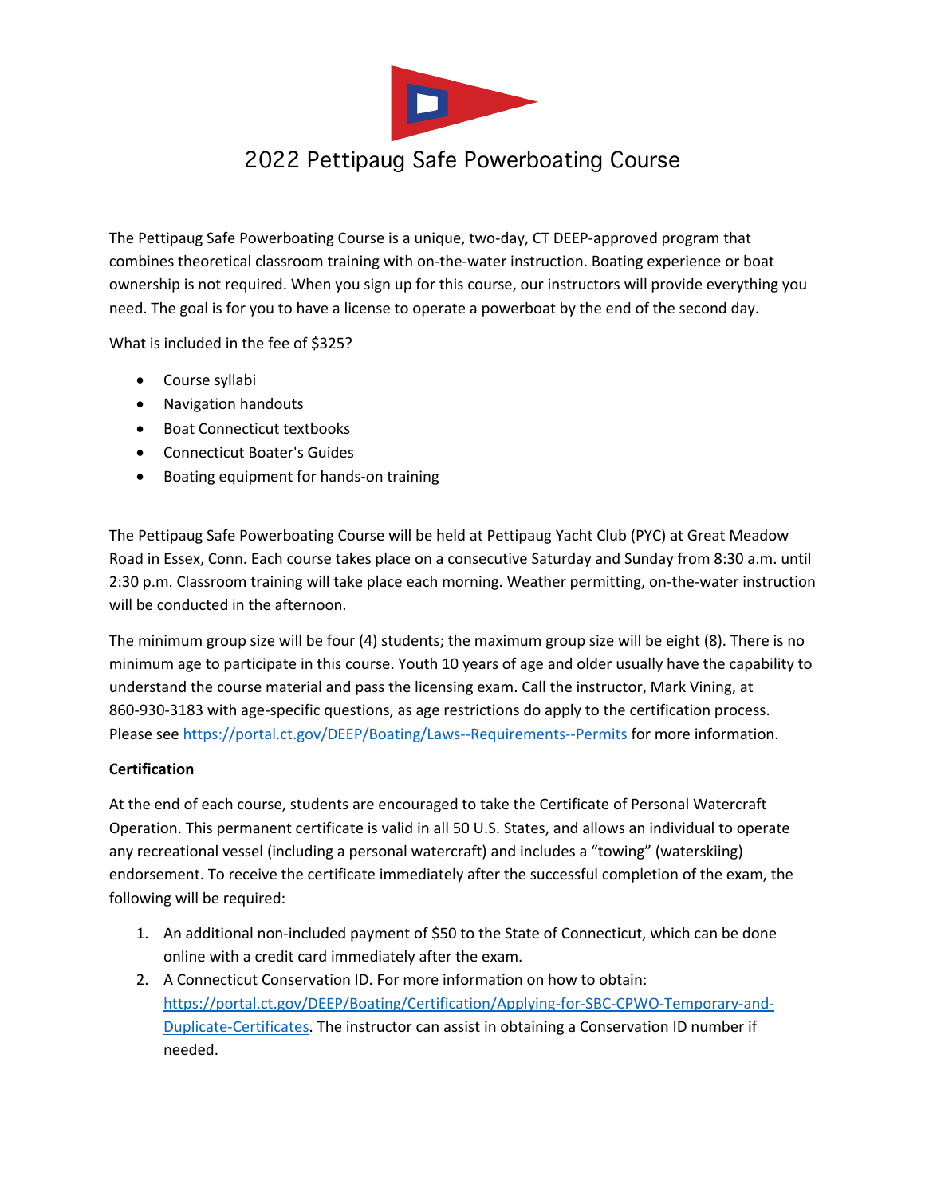# 2022 Pettipaug Safe Powerboating Course

The Pettipaug Safe Powerboating Course is a unique, two-day, CT DEEP-approved program that combines theoretical classroom training with on-the-water instruction. Boating experience or boat ownership is not required. When you sign up for this course, our instructors will provide everything you need. The goal is for you to have a license to operate a powerboat by the end of the second day.

What is included in the fee of $325?

- Course syllabi
- Navigation handouts
- Boat Connecticut textbooks
- Connecticut Boater's Guides
- Boating equipment for hands-on training

The Pettipaug Safe Powerboating Course will be held at Pettipaug Yacht Club (PYC) at Great Meadow Road in Essex, Conn. Each course takes place on a consecutive Saturday and Sunday from 8:30 a.m. until 2:30 p.m. Classroom training will take place each morning. Weather permitting, on-the-water instruction will be conducted in the afternoon.

The minimum group size will be four (4) students; the maximum group size will be eight (8). There is no minimum age to participate in this course. Youth 10 years of age and older usually have the capability to understand the course material and pass the licensing exam. Call the instructor, Mark Vining, at 860-930-3183 with age-specific questions, as age restrictions do apply to the certification process. Please see https://portal.ct.gov/DEEP/Boating/Laws--Requirements--Permits for more information.

**Certification**

At the end of each course, students are encouraged to take the Certificate of Personal Watercraft Operation. This permanent certificate is valid in all 50 U.S. States, and allows an individual to operate any recreational vessel (including a personal watercraft) and includes a "towing" (waterskiing) endorsement. To receive the certificate immediately after the successful completion of the exam, the following will be required:

1. An additional non-included payment of $50 to the State of Connecticut, which can be done online with a credit card immediately after the exam.
2. A Connecticut Conservation ID. For more information on how to obtain: https://portal.ct.gov/DEEP/Boating/Certification/Applying-for-SBC-CPWO-Temporary-and-Duplicate-Certificates. The instructor can assist in obtaining a Conservation ID number if needed.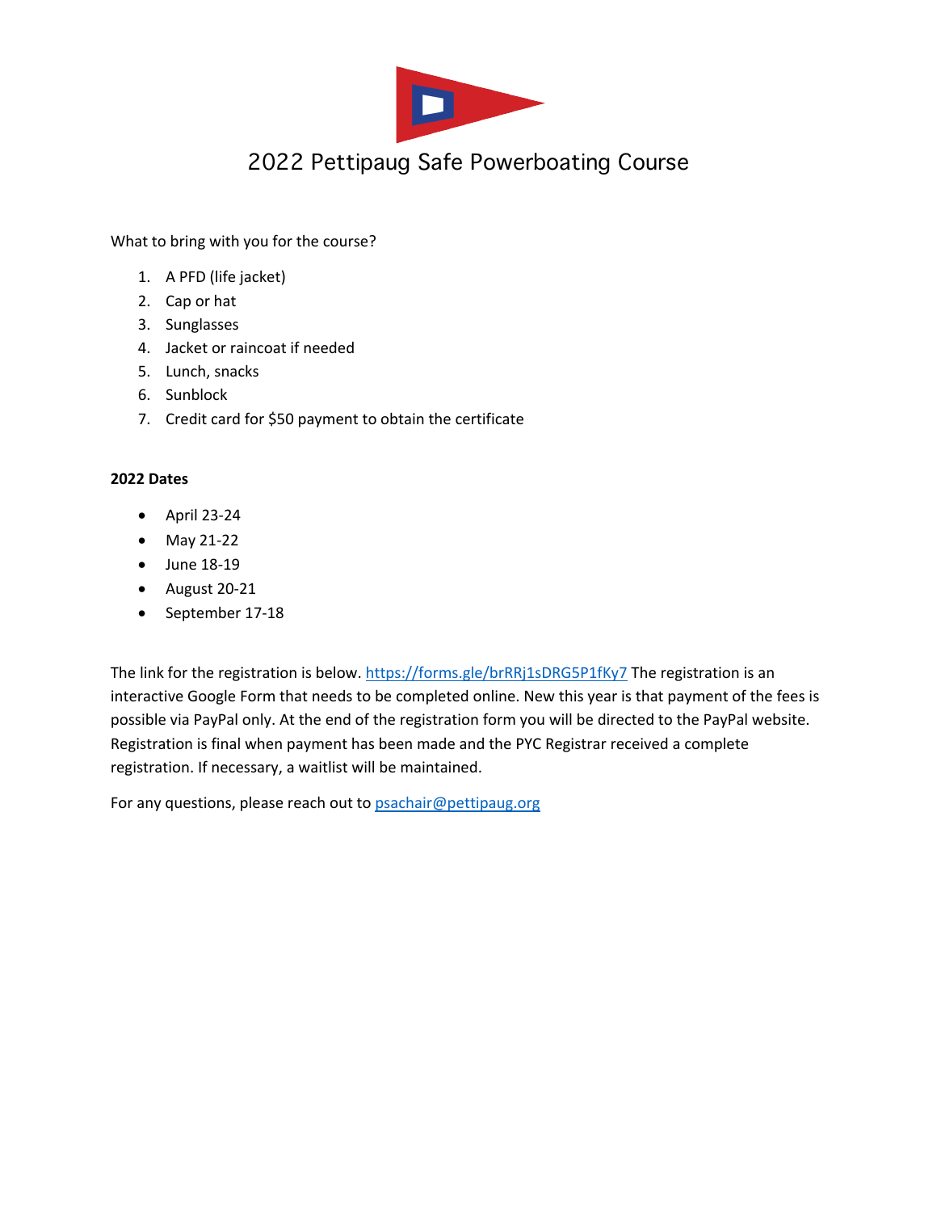# 2022 Pettipaug Safe Powerboating Course

What to bring with you for the course?

1. A PFD (life jacket)
2. Cap or hat
3. Sunglasses
4. Jacket or raincoat if needed
5. Lunch, snacks
6. Sunblock
7. Credit card for $50 payment to obtain the certificate

**2022 Dates**

- April 23-24
- May 21-22
- June 18-19
- August 20-21
- September 17-18

The link for the registration is below. https://forms.gle/brRRj1sDRG5P1fKy7 The registration is an interactive Google Form that needs to be completed online. New this year is that payment of the fees is possible via PayPal only. At the end of the registration form you will be directed to the PayPal website. Registration is final when payment has been made and the PYC Registrar received a complete registration. If necessary, a waitlist will be maintained.

For any questions, please reach out to psachair@pettipaug.org